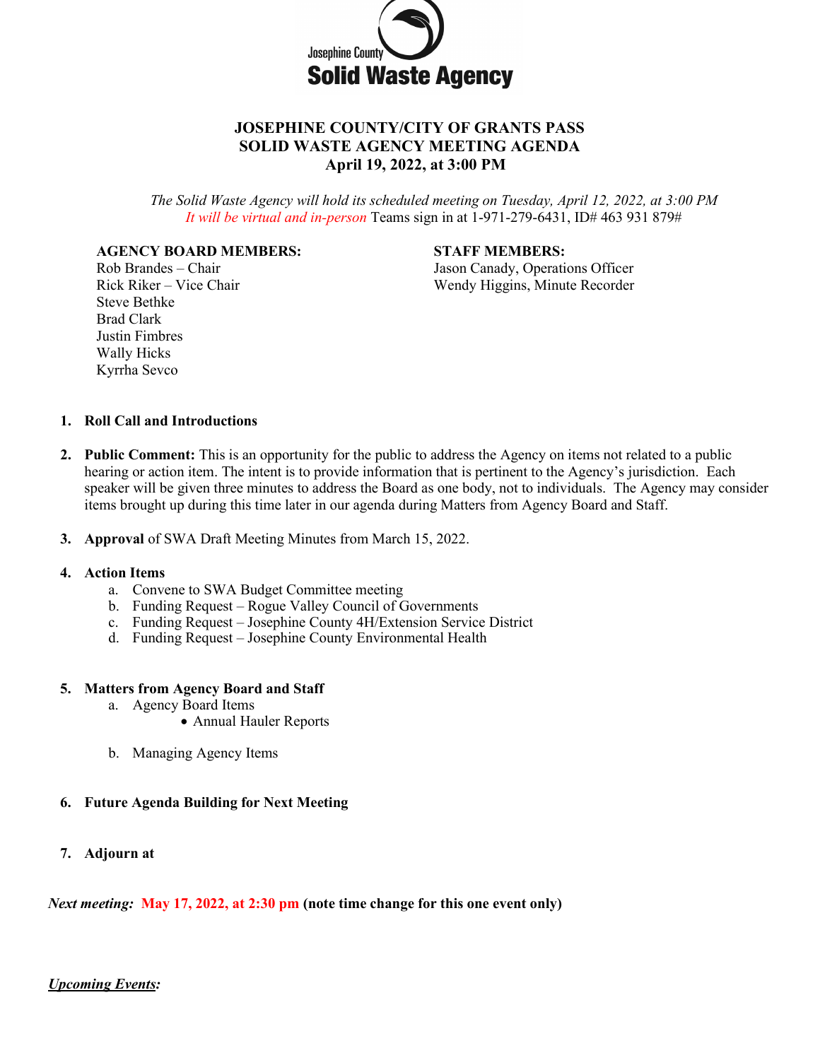Josephine County
**Solid Waste Agency**

# JOSEPHINE COUNTY/CITY OF GRANTS PASS
# SOLID WASTE AGENCY MEETING AGENDA
# April 19, 2022, at 3:00 PM

*The Solid Waste Agency will hold its scheduled meeting on Tuesday, April 12, 2022, at 3:00 PM*
*It will be virtual and in-person* Teams sign in at 1-971-279-6431, ID# 463 931 879#

**AGENCY BOARD MEMBERS:**
Rob Brandes – Chair
Rick Riker – Vice Chair
Steve Bethke
Brad Clark
Justin Fimbres
Wally Hicks
Kyrrha Sevco

**STAFF MEMBERS:**
Jason Canady, Operations Officer
Wendy Higgins, Minute Recorder

1. **Roll Call and Introductions**

2. **Public Comment:** This is an opportunity for the public to address the Agency on items not related to a public hearing or action item. The intent is to provide information that is pertinent to the Agency's jurisdiction. Each speaker will be given three minutes to address the Board as one body, not to individuals. The Agency may consider items brought up during this time later in our agenda during Matters from Agency Board and Staff.

3. **Approval** of SWA Draft Meeting Minutes from March 15, 2022.

4. **Action Items**
   a. Convene to SWA Budget Committee meeting
   b. Funding Request – Rogue Valley Council of Governments
   c. Funding Request – Josephine County 4H/Extension Service District
   d. Funding Request – Josephine County Environmental Health

5. **Matters from Agency Board and Staff**
   a. Agency Board Items
      - Annual Hauler Reports

   b. Managing Agency Items

6. **Future Agenda Building for Next Meeting**

7. **Adjourn at**

***Next meeting:*** **May 17, 2022, at 2:30 pm (note time change for this one event only)**

***Upcoming Events:***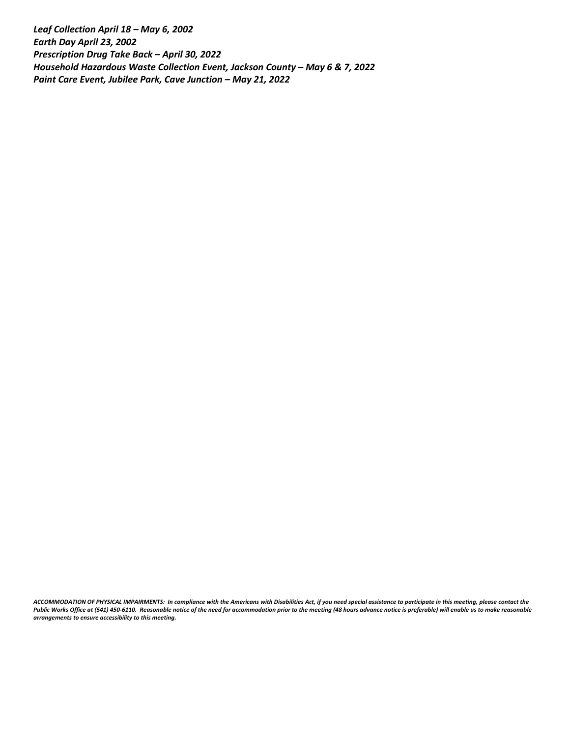***Leaf Collection April 18 – May 6, 2002***
***Earth Day April 23, 2002***
***Prescription Drug Take Back – April 30, 2022***
***Household Hazardous Waste Collection Event, Jackson County – May 6 & 7, 2022***
***Paint Care Event, Jubilee Park, Cave Junction – May 21, 2022***

***ACCOMMODATION OF PHYSICAL IMPAIRMENTS: In compliance with the Americans with Disabilities Act, if you need special assistance to participate in this meeting, please contact the Public Works Office at (541) 450-6110. Reasonable notice of the need for accommodation prior to the meeting (48 hours advance notice is preferable) will enable us to make reasonable arrangements to ensure accessibility to this meeting.***